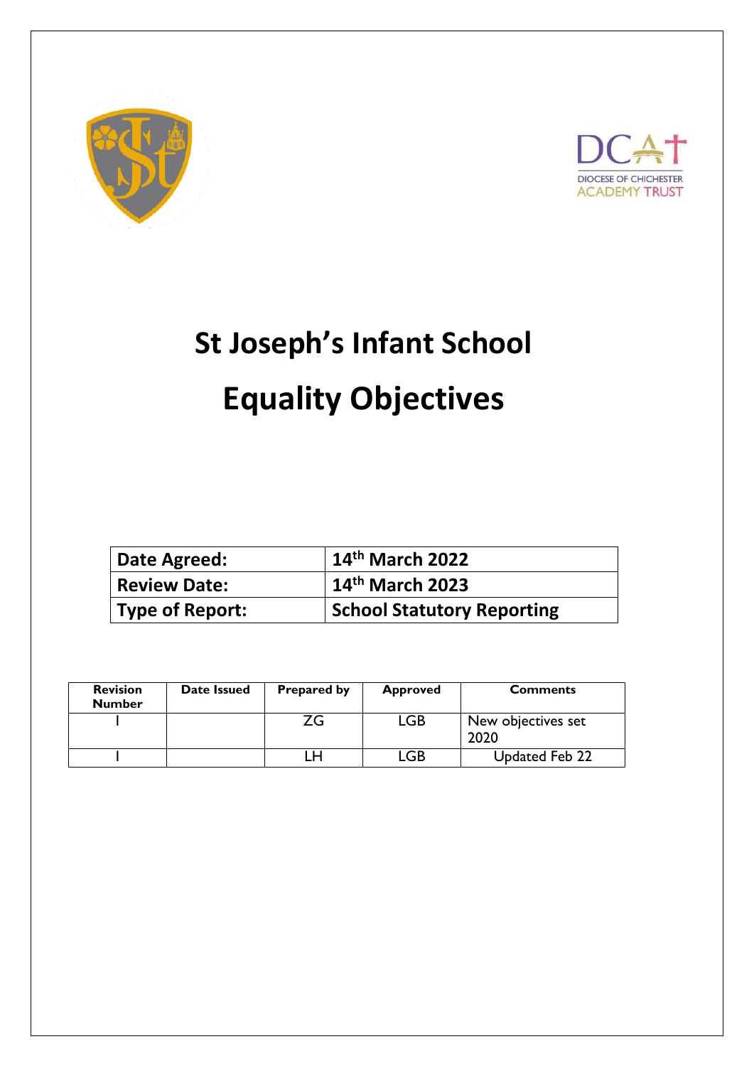DIOCESE OF CHICHESTER ACADEMY TRUST

# St Joseph's Infant School

# Equality Objectives

| Date Agreed: | 14th March 2022 |
|---|---|
| Review Date: | 14th March 2023 |
| Type of Report: | School Statutory Reporting |

| Revision Number | Date Issued | Prepared by | Approved | Comments |
|---|---|---|---|---|
| I | | ZG | LGB | New objectives set 2020 |
| I | | LH | LGB | Updated Feb 22 |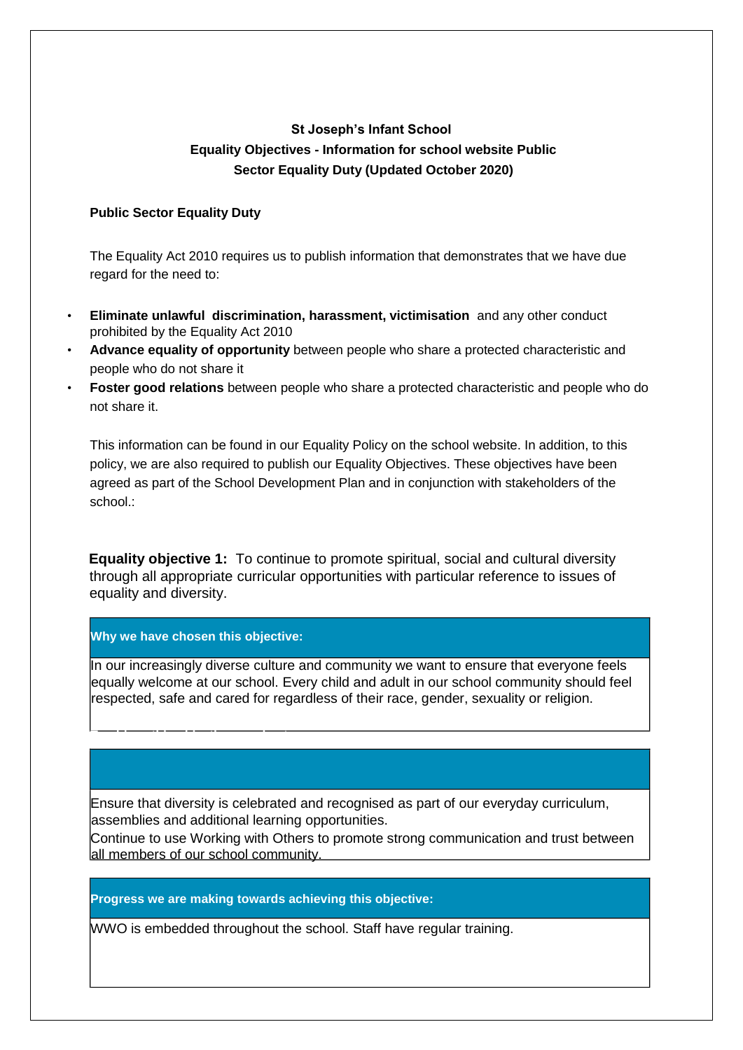**St Joseph's Infant School**
**Equality Objectives - Information for school website Public Sector Equality Duty (Updated October 2020)**

**Public Sector Equality Duty**

The Equality Act 2010 requires us to publish information that demonstrates that we have due regard for the need to:

- **Eliminate unlawful discrimination, harassment, victimisation** and any other conduct prohibited by the Equality Act 2010
- **Advance equality of opportunity** between people who share a protected characteristic and people who do not share it
- **Foster good relations** between people who share a protected characteristic and people who do not share it.

This information can be found in our Equality Policy on the school website. In addition, to this policy, we are also required to publish our Equality Objectives. These objectives have been agreed as part of the School Development Plan and in conjunction with stakeholders of the school.:

**Equality objective 1:** To continue to promote spiritual, social and cultural diversity through all appropriate curricular opportunities with particular reference to issues of equality and diversity.

| **Why we have chosen this objective:** |
|---|
| In our increasingly diverse culture and community we want to ensure that everyone feels equally welcome at our school. Every child and adult in our school community should feel respected, safe and cared for regardless of their race, gender, sexuality or religion. |

| |
|---|
| Ensure that diversity is celebrated and recognised as part of our everyday curriculum, assemblies and additional learning opportunities.<br>Continue to use Working with Others to promote strong communication and trust between all members of our school community. |

| **Progress we are making towards achieving this objective:** |
|---|
| WWO is embedded throughout the school. Staff have regular training. |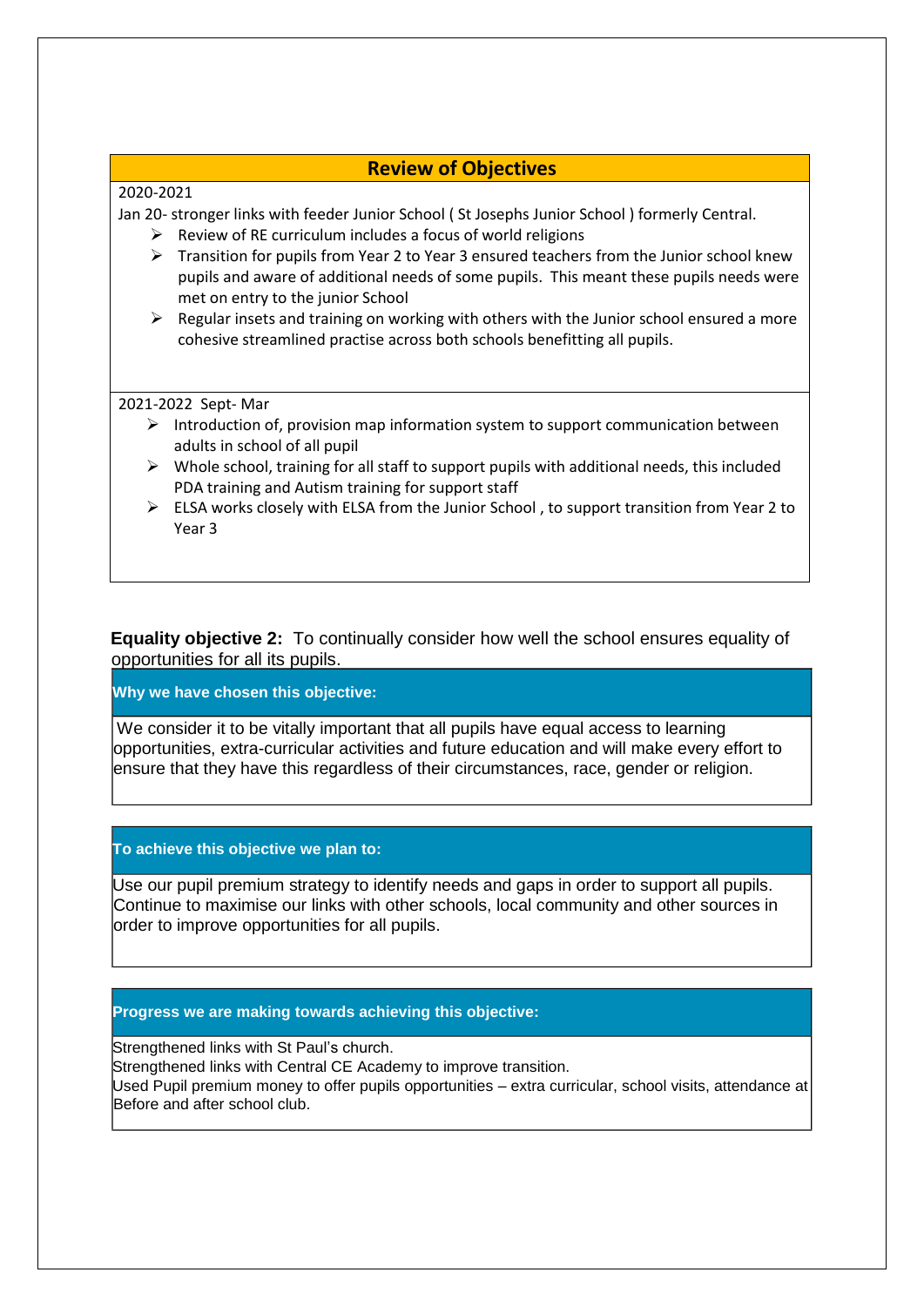## Review of Objectives

2020-2021

Jan 20- stronger links with feeder Junior School ( St Josephs Junior School ) formerly Central.

- Review of RE curriculum includes a focus of world religions
- Transition for pupils from Year 2 to Year 3 ensured teachers from the Junior school knew pupils and aware of additional needs of some pupils. This meant these pupils needs were met on entry to the junior School
- Regular insets and training on working with others with the Junior school ensured a more cohesive streamlined practise across both schools benefitting all pupils.

2021-2022 Sept- Mar

- Introduction of, provision map information system to support communication between adults in school of all pupil
- Whole school, training for all staff to support pupils with additional needs, this included PDA training and Autism training for support staff
- ELSA works closely with ELSA from the Junior School , to support transition from Year 2 to Year 3

**Equality objective 2:** To continually consider how well the school ensures equality of opportunities for all its pupils.

**Why we have chosen this objective:**

We consider it to be vitally important that all pupils have equal access to learning opportunities, extra-curricular activities and future education and will make every effort to ensure that they have this regardless of their circumstances, race, gender or religion.

**To achieve this objective we plan to:**

Use our pupil premium strategy to identify needs and gaps in order to support all pupils.
Continue to maximise our links with other schools, local community and other sources in order to improve opportunities for all pupils.

**Progress we are making towards achieving this objective:**

Strengthened links with St Paul's church.
Strengthened links with Central CE Academy to improve transition.
Used Pupil premium money to offer pupils opportunities – extra curricular, school visits, attendance at Before and after school club.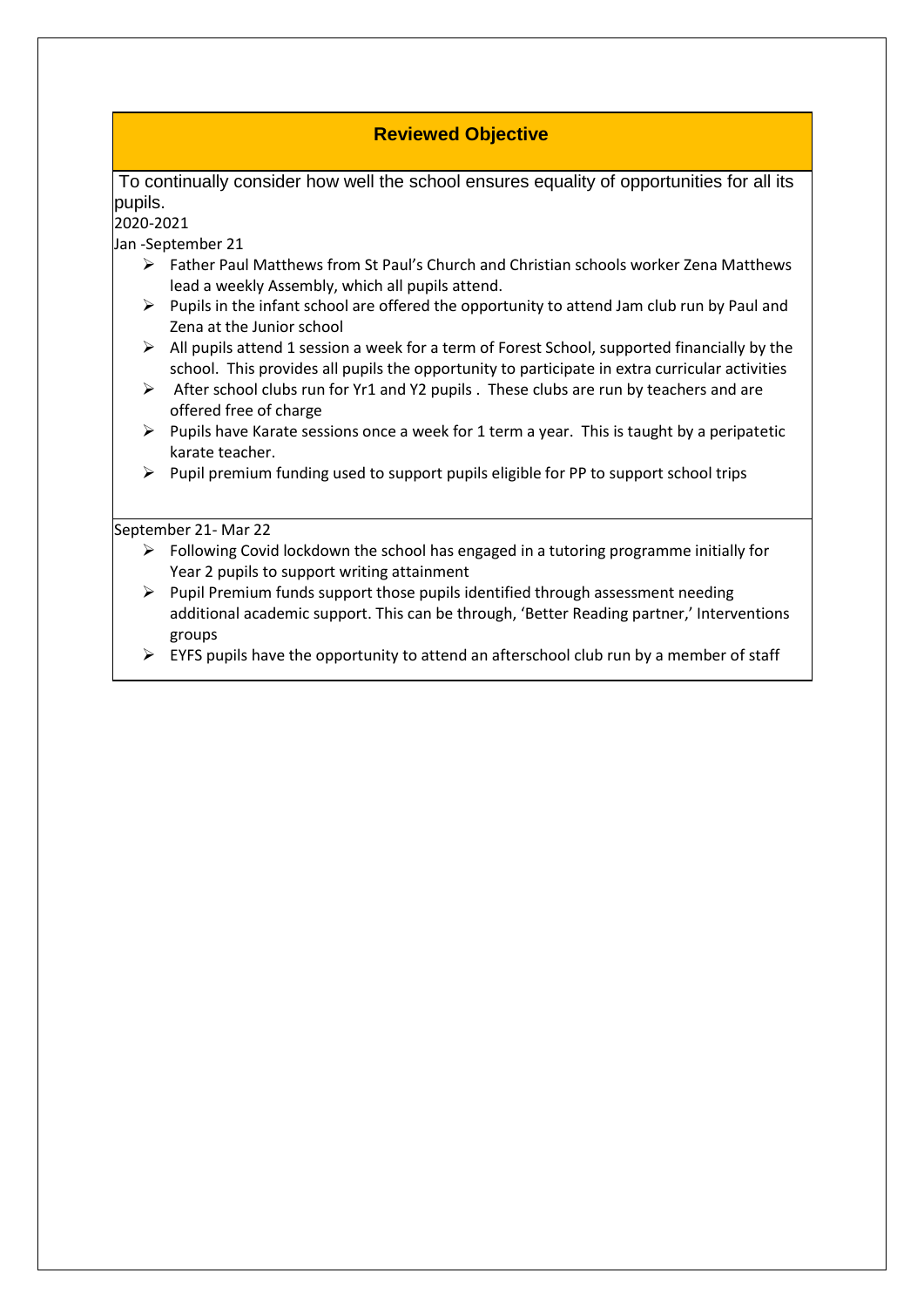## Reviewed Objective

To continually consider how well the school ensures equality of opportunities for all its pupils.

2020-2021

Jan -September 21

- Father Paul Matthews from St Paul's Church and Christian schools worker Zena Matthews lead a weekly Assembly, which all pupils attend.
- Pupils in the infant school are offered the opportunity to attend Jam club run by Paul and Zena at the Junior school
- All pupils attend 1 session a week for a term of Forest School, supported financially by the school. This provides all pupils the opportunity to participate in extra curricular activities
- After school clubs run for Yr1 and Y2 pupils . These clubs are run by teachers and are offered free of charge
- Pupils have Karate sessions once a week for 1 term a year. This is taught by a peripatetic karate teacher.
- Pupil premium funding used to support pupils eligible for PP to support school trips

September 21- Mar 22

- Following Covid lockdown the school has engaged in a tutoring programme initially for Year 2 pupils to support writing attainment
- Pupil Premium funds support those pupils identified through assessment needing additional academic support. This can be through, 'Better Reading partner,' Interventions groups
- EYFS pupils have the opportunity to attend an afterschool club run by a member of staff